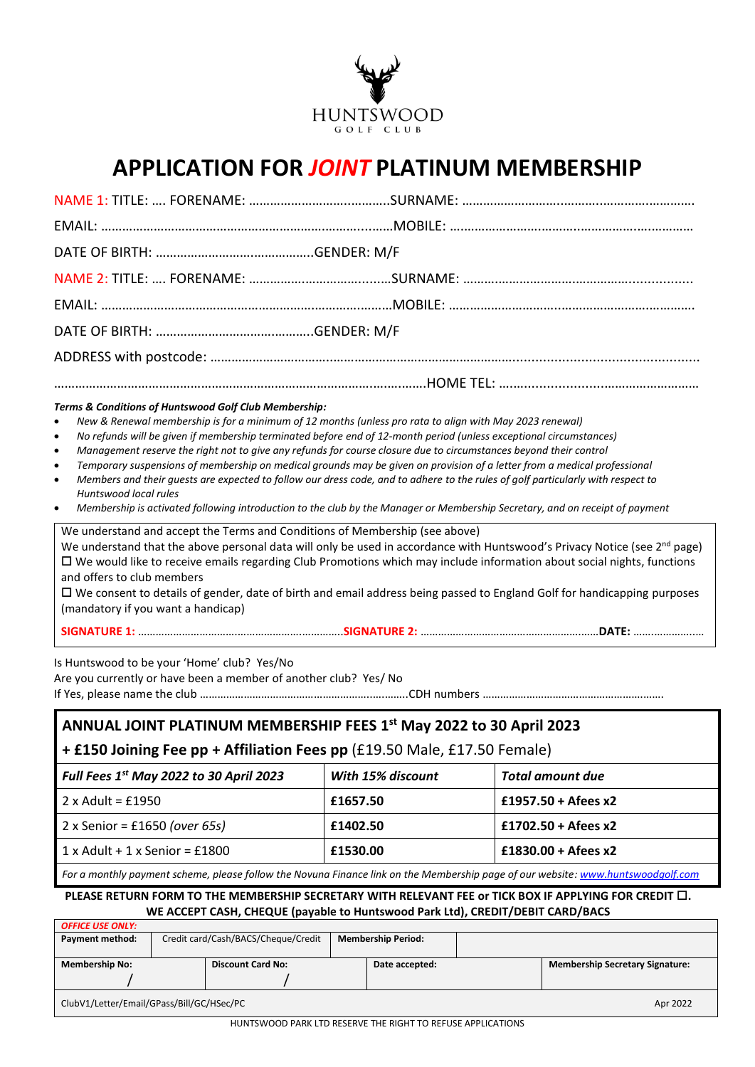HUNTSWOOD
GOLF CLUB

# APPLICATION FOR *JOINT* PLATINUM MEMBERSHIP

NAME 1: TITLE: …. FORENAME: …………………………………SURNAME: ………………………………………………………

EMAIL: ……………………………………………………………………MOBILE: …………………………………………………………

DATE OF BIRTH: ………………………………………GENDER: M/F

NAME 2: TITLE: …. FORENAME: …………………………………SURNAME: ………………………………………………………

EMAIL: ……………………………………………………………………MOBILE: …………………………………………………………

DATE OF BIRTH: ………………………………………GENDER: M/F

ADDRESS with postcode: ……………………………………………………………………………………………………………………

………………………………………………………………………………………………HOME TEL: ………………………………………………

***Terms & Conditions of Huntswood Golf Club Membership:***

- *New & Renewal membership is for a minimum of 12 months (unless pro rata to align with May 2023 renewal)*
- *No refunds will be given if membership terminated before end of 12-month period (unless exceptional circumstances)*
- *Management reserve the right not to give any refunds for course closure due to circumstances beyond their control*
- *Temporary suspensions of membership on medical grounds may be given on provision of a letter from a medical professional*
- *Members and their guests are expected to follow our dress code, and to adhere to the rules of golf particularly with respect to Huntswood local rules*
- *Membership is activated following introduction to the club by the Manager or Membership Secretary, and on receipt of payment*

We understand and accept the Terms and Conditions of Membership (see above)
We understand that the above personal data will only be used in accordance with Huntswood's Privacy Notice (see 2nd page)
☐ We would like to receive emails regarding Club Promotions which may include information about social nights, functions and offers to club members
☐ We consent to details of gender, date of birth and email address being passed to England Golf for handicapping purposes (mandatory if you want a handicap)

**SIGNATURE 1:** ……………………………………………………………**SIGNATURE 2:** ……………………………………………………**DATE:** ……………………

Is Huntswood to be your 'Home' club? Yes/No
Are you currently or have been a member of another club? Yes/ No
If Yes, please name the club ……………………………………………………………CDH numbers ……………………………………………………

## ANNUAL JOINT PLATINUM MEMBERSHIP FEES 1st May 2022 to 30 April 2023

**+ £150 Joining Fee pp + Affiliation Fees pp** (£19.50 Male, £17.50 Female)

| ***Full Fees 1st May 2022 to 30 April 2023*** | ***With 15% discount*** | ***Total amount due*** |
|---|---|---|
| 2 x Adult = £1950 | **£1657.50** | **£1957.50 + Afees x2** |
| 2 x Senior = £1650 *(over 65s)* | **£1402.50** | **£1702.50 + Afees x2** |
| 1 x Adult + 1 x Senior = £1800 | **£1530.00** | **£1830.00 + Afees x2** |

*For a monthly payment scheme, please follow the Novuna Finance link on the Membership page of our website: www.huntswoodgolf.com*

**PLEASE RETURN FORM TO THE MEMBERSHIP SECRETARY WITH RELEVANT FEE or TICK BOX IF APPLYING FOR CREDIT ☐.**
**WE ACCEPT CASH, CHEQUE (payable to Huntswood Park Ltd), CREDIT/DEBIT CARD/BACS**

| ***OFFICE USE ONLY:*** | | | | |
|---|---|---|---|---|
| **Payment method:** | Credit card/Cash/BACS/Cheque/Credit | **Membership Period:** | | |
| **Membership No:** / | **Discount Card No:** / | **Date accepted:** | | **Membership Secretary Signature:** |
| ClubV1/Letter/Email/GPass/Bill/GC/HSec/PC | | | | Apr 2022 |

HUNTSWOOD PARK LTD RESERVE THE RIGHT TO REFUSE APPLICATIONS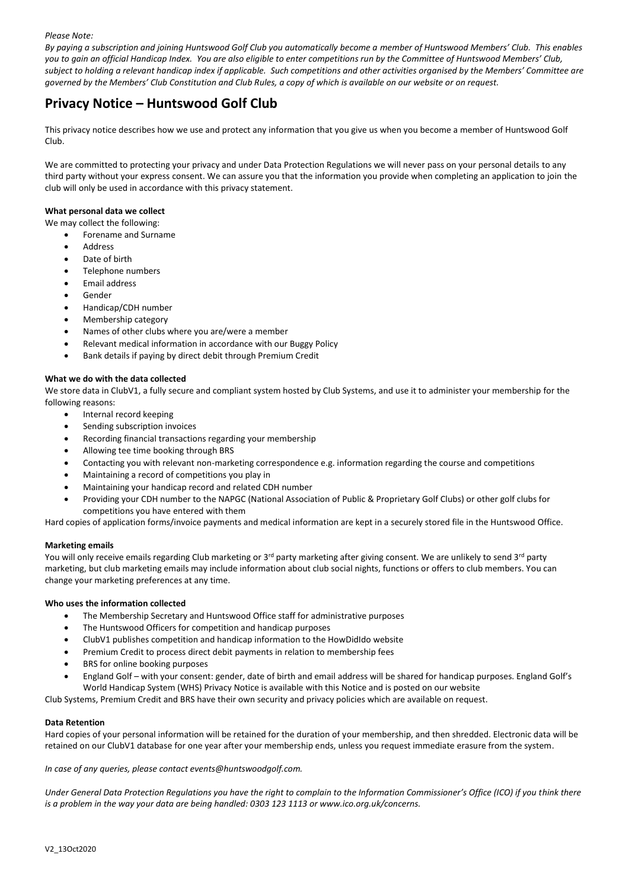*Please Note:*
*By paying a subscription and joining Huntswood Golf Club you automatically become a member of Huntswood Members' Club. This enables you to gain an official Handicap Index. You are also eligible to enter competitions run by the Committee of Huntswood Members' Club, subject to holding a relevant handicap index if applicable. Such competitions and other activities organised by the Members' Committee are governed by the Members' Club Constitution and Club Rules, a copy of which is available on our website or on request.*

# Privacy Notice – Huntswood Golf Club

This privacy notice describes how we use and protect any information that you give us when you become a member of Huntswood Golf Club.

We are committed to protecting your privacy and under Data Protection Regulations we will never pass on your personal details to any third party without your express consent. We can assure you that the information you provide when completing an application to join the club will only be used in accordance with this privacy statement.

**What personal data we collect**
We may collect the following:

- Forename and Surname
- Address
- Date of birth
- Telephone numbers
- Email address
- Gender
- Handicap/CDH number
- Membership category
- Names of other clubs where you are/were a member
- Relevant medical information in accordance with our Buggy Policy
- Bank details if paying by direct debit through Premium Credit

**What we do with the data collected**
We store data in ClubV1, a fully secure and compliant system hosted by Club Systems, and use it to administer your membership for the following reasons:

- Internal record keeping
- Sending subscription invoices
- Recording financial transactions regarding your membership
- Allowing tee time booking through BRS
- Contacting you with relevant non-marketing correspondence e.g. information regarding the course and competitions
- Maintaining a record of competitions you play in
- Maintaining your handicap record and related CDH number
- Providing your CDH number to the NAPGC (National Association of Public & Proprietary Golf Clubs) or other golf clubs for competitions you have entered with them

Hard copies of application forms/invoice payments and medical information are kept in a securely stored file in the Huntswood Office.

**Marketing emails**
You will only receive emails regarding Club marketing or 3rd party marketing after giving consent. We are unlikely to send 3rd party marketing, but club marketing emails may include information about club social nights, functions or offers to club members. You can change your marketing preferences at any time.

**Who uses the information collected**

- The Membership Secretary and Huntswood Office staff for administrative purposes
- The Huntswood Officers for competition and handicap purposes
- ClubV1 publishes competition and handicap information to the HowDidIdo website
- Premium Credit to process direct debit payments in relation to membership fees
- BRS for online booking purposes
- England Golf – with your consent: gender, date of birth and email address will be shared for handicap purposes. England Golf's World Handicap System (WHS) Privacy Notice is available with this Notice and is posted on our website

Club Systems, Premium Credit and BRS have their own security and privacy policies which are available on request.

**Data Retention**
Hard copies of your personal information will be retained for the duration of your membership, and then shredded. Electronic data will be retained on our ClubV1 database for one year after your membership ends, unless you request immediate erasure from the system.

*In case of any queries, please contact events@huntswoodgolf.com.*

*Under General Data Protection Regulations you have the right to complain to the Information Commissioner's Office (ICO) if you think there is a problem in the way your data are being handled: 0303 123 1113 or www.ico.org.uk/concerns.*

V2_13Oct2020